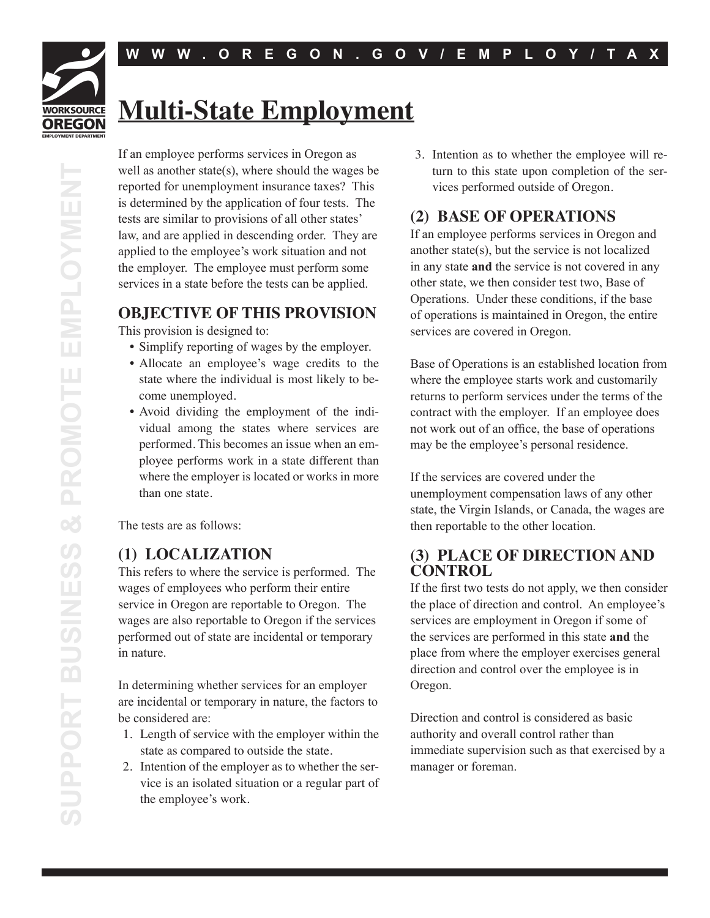# Multi-State Employment

If an employee performs services in Oregon as well as another state(s), where should the wages be reported for unemployment insurance taxes? This is determined by the application of four tests. The tests are similar to provisions of all other states' law, and are applied in descending order. They are applied to the employee's work situation and not the employer. The employee must perform some services in a state before the tests can be applied.

## OBJECTIVE OF THIS PROVISION

This provision is designed to:

- Simplify reporting of wages by the employer.
- Allocate an employee's wage credits to the state where the individual is most likely to become unemployed.
- Avoid dividing the employment of the individual among the states where services are performed. This becomes an issue when an employee performs work in a state different than where the employer is located or works in more than one state.

The tests are as follows:

## (1) LOCALIZATION

This refers to where the service is performed. The wages of employees who perform their entire service in Oregon are reportable to Oregon. The wages are also reportable to Oregon if the services performed out of state are incidental or temporary in nature.

In determining whether services for an employer are incidental or temporary in nature, the factors to be considered are:

1. Length of service with the employer within the state as compared to outside the state.
2. Intention of the employer as to whether the service is an isolated situation or a regular part of the employee's work.
3. Intention as to whether the employee will return to this state upon completion of the services performed outside of Oregon.

## (2) BASE OF OPERATIONS

If an employee performs services in Oregon and another state(s), but the service is not localized in any state **and** the service is not covered in any other state, we then consider test two, Base of Operations. Under these conditions, if the base of operations is maintained in Oregon, the entire services are covered in Oregon.

Base of Operations is an established location from where the employee starts work and customarily returns to perform services under the terms of the contract with the employer. If an employee does not work out of an office, the base of operations may be the employee's personal residence.

If the services are covered under the unemployment compensation laws of any other state, the Virgin Islands, or Canada, the wages are then reportable to the other location.

## (3) PLACE OF DIRECTION AND CONTROL

If the first two tests do not apply, we then consider the place of direction and control. An employee's services are employment in Oregon if some of the services are performed in this state **and** the place from where the employer exercises general direction and control over the employee is in Oregon.

Direction and control is considered as basic authority and overall control rather than immediate supervision such as that exercised by a manager or foreman.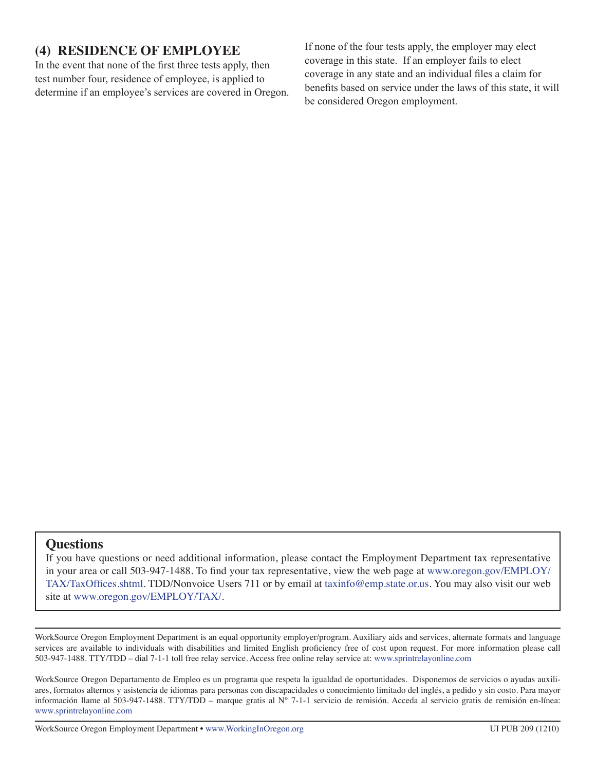## (4) RESIDENCE OF EMPLOYEE

In the event that none of the first three tests apply, then test number four, residence of employee, is applied to determine if an employee's services are covered in Oregon.

If none of the four tests apply, the employer may elect coverage in this state. If an employer fails to elect coverage in any state and an individual files a claim for benefits based on service under the laws of this state, it will be considered Oregon employment.

### Questions

If you have questions or need additional information, please contact the Employment Department tax representative in your area or call 503-947-1488. To find your tax representative, view the web page at www.oregon.gov/EMPLOY/TAX/TaxOffices.shtml. TDD/Nonvoice Users 711 or by email at taxinfo@emp.state.or.us. You may also visit our web site at www.oregon.gov/EMPLOY/TAX/.

---

WorkSource Oregon Employment Department is an equal opportunity employer/program. Auxiliary aids and services, alternate formats and language services are available to individuals with disabilities and limited English proficiency free of cost upon request. For more information please call 503-947-1488. TTY/TDD – dial 7-1-1 toll free relay service. Access free online relay service at: www.sprintrelayonline.com

WorkSource Oregon Departamento de Empleo es un programa que respeta la igualdad de oportunidades. Disponemos de servicios o ayudas auxiliares, formatos alternos y asistencia de idiomas para personas con discapacidades o conocimiento limitado del inglés, a pedido y sin costo. Para mayor información llame al 503-947-1488. TTY/TDD – marque gratis al N° 7-1-1 servicio de remisión. Acceda al servicio gratis de remisión en-línea: www.sprintrelayonline.com

WorkSource Oregon Employment Department • www.WorkingInOregon.org UI PUB 209 (1210)